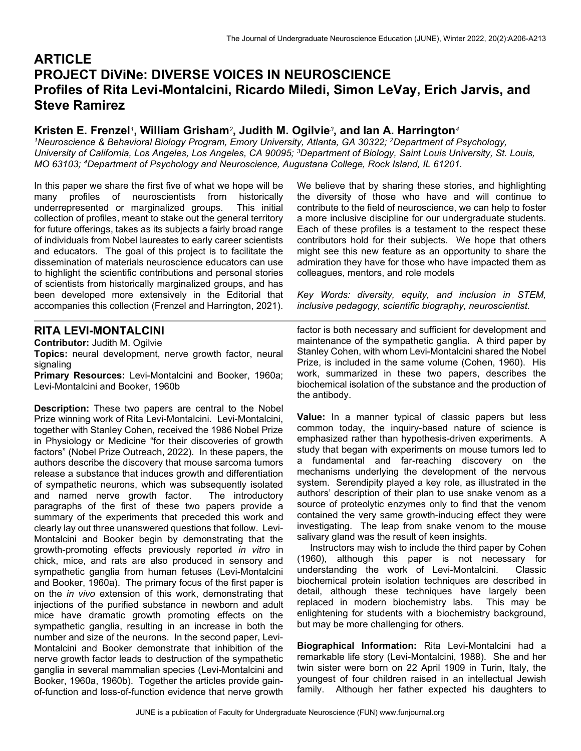# ARTICLE
# PROJECT DiViNe: DIVERSE VOICES IN NEUROSCIENCE
# Profiles of Rita Levi-Montalcini, Ricardo Miledi, Simon LeVay, Erich Jarvis, and Steve Ramirez

**Kristen E. Frenzel[1], William Grisham[2], Judith M. Ogilvie[3], and Ian A. Harrington[4]**

[1]Neuroscience & Behavioral Biology Program, Emory University, Atlanta, GA 30322; [2]Department of Psychology, University of California, Los Angeles, Los Angeles, CA 90095; [3]Department of Biology, Saint Louis University, St. Louis, MO 63103; [4]Department of Psychology and Neuroscience, Augustana College, Rock Island, IL 61201.

In this paper we share the first five of what we hope will be many profiles of neuroscientists from historically underrepresented or marginalized groups. This initial collection of profiles, meant to stake out the general territory for future offerings, takes as its subjects a fairly broad range of individuals from Nobel laureates to early career scientists and educators. The goal of this project is to facilitate the dissemination of materials neuroscience educators can use to highlight the scientific contributions and personal stories of scientists from historically marginalized groups, and has been developed more extensively in the Editorial that accompanies this collection (Frenzel and Harrington, 2021). We believe that by sharing these stories, and highlighting the diversity of those who have and will continue to contribute to the field of neuroscience, we can help to foster a more inclusive discipline for our undergraduate students. Each of these profiles is a testament to the respect these contributors hold for their subjects. We hope that others might see this new feature as an opportunity to share the admiration they have for those who have impacted them as colleagues, mentors, and role models

*Key Words: diversity, equity, and inclusion in STEM, inclusive pedagogy, scientific biography, neuroscientist.*

## RITA LEVI-MONTALCINI

**Contributor:** Judith M. Ogilvie

**Topics:** neural development, nerve growth factor, neural signaling

**Primary Resources:** Levi-Montalcini and Booker, 1960a; Levi-Montalcini and Booker, 1960b

**Description:** These two papers are central to the Nobel Prize winning work of Rita Levi-Montalcini. Levi-Montalcini, together with Stanley Cohen, received the 1986 Nobel Prize in Physiology or Medicine "for their discoveries of growth factors" (Nobel Prize Outreach, 2022). In these papers, the authors describe the discovery that mouse sarcoma tumors release a substance that induces growth and differentiation of sympathetic neurons, which was subsequently isolated and named nerve growth factor. The introductory paragraphs of the first of these two papers provide a summary of the experiments that preceded this work and clearly lay out three unanswered questions that follow. Levi-Montalcini and Booker begin by demonstrating that the growth-promoting effects previously reported *in vitro* in chick, mice, and rats are also produced in sensory and sympathetic ganglia from human fetuses (Levi-Montalcini and Booker, 1960a). The primary focus of the first paper is on the *in vivo* extension of this work, demonstrating that injections of the purified substance in newborn and adult mice have dramatic growth promoting effects on the sympathetic ganglia, resulting in an increase in both the number and size of the neurons. In the second paper, Levi-Montalcini and Booker demonstrate that inhibition of the nerve growth factor leads to destruction of the sympathetic ganglia in several mammalian species (Levi-Montalcini and Booker, 1960a, 1960b). Together the articles provide gain-of-function and loss-of-function evidence that nerve growth factor is both necessary and sufficient for development and maintenance of the sympathetic ganglia. A third paper by Stanley Cohen, with whom Levi-Montalcini shared the Nobel Prize, is included in the same volume (Cohen, 1960). His work, summarized in these two papers, describes the biochemical isolation of the substance and the production of the antibody.

**Value:** In a manner typical of classic papers but less common today, the inquiry-based nature of science is emphasized rather than hypothesis-driven experiments. A study that began with experiments on mouse tumors led to a fundamental and far-reaching discovery on the mechanisms underlying the development of the nervous system. Serendipity played a key role, as illustrated in the authors' description of their plan to use snake venom as a source of proteolytic enzymes only to find that the venom contained the very same growth-inducing effect they were investigating. The leap from snake venom to the mouse salivary gland was the result of keen insights.

Instructors may wish to include the third paper by Cohen (1960), although this paper is not necessary for understanding the work of Levi-Montalcini. Classic biochemical protein isolation techniques are described in detail, although these techniques have largely been replaced in modern biochemistry labs. This may be enlightening for students with a biochemistry background, but may be more challenging for others.

**Biographical Information:** Rita Levi-Montalcini had a remarkable life story (Levi-Montalcini, 1988). She and her twin sister were born on 22 April 1909 in Turin, Italy, the youngest of four children raised in an intellectual Jewish family. Although her father expected his daughters to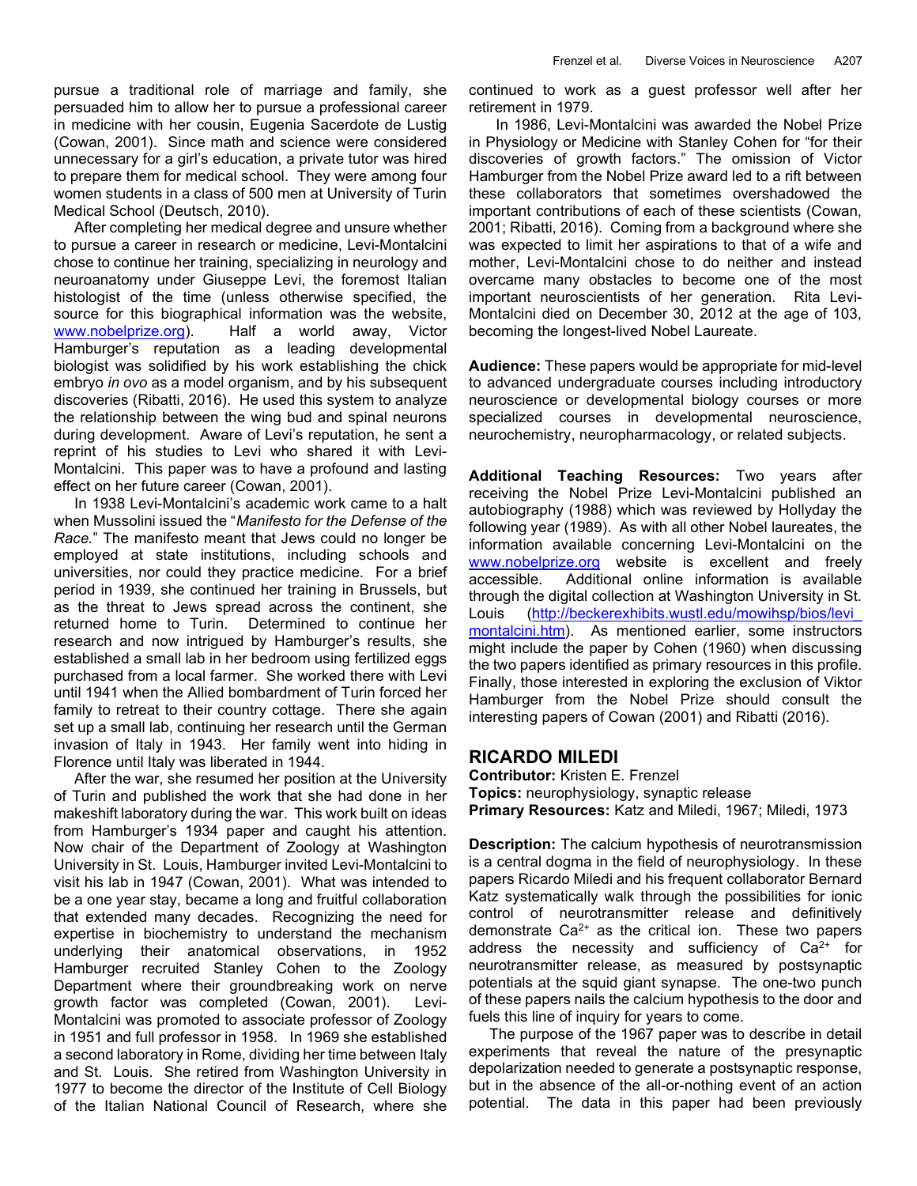pursue a traditional role of marriage and family, she persuaded him to allow her to pursue a professional career in medicine with her cousin, Eugenia Sacerdote de Lustig (Cowan, 2001). Since math and science were considered unnecessary for a girl's education, a private tutor was hired to prepare them for medical school. They were among four women students in a class of 500 men at University of Turin Medical School (Deutsch, 2010).

After completing her medical degree and unsure whether to pursue a career in research or medicine, Levi-Montalcini chose to continue her training, specializing in neurology and neuroanatomy under Giuseppe Levi, the foremost Italian histologist of the time (unless otherwise specified, the source for this biographical information was the website, www.nobelprize.org). Half a world away, Victor Hamburger's reputation as a leading developmental biologist was solidified by his work establishing the chick embryo *in ovo* as a model organism, and by his subsequent discoveries (Ribatti, 2016). He used this system to analyze the relationship between the wing bud and spinal neurons during development. Aware of Levi's reputation, he sent a reprint of his studies to Levi who shared it with Levi-Montalcini. This paper was to have a profound and lasting effect on her future career (Cowan, 2001).

In 1938 Levi-Montalcini's academic work came to a halt when Mussolini issued the "*Manifesto for the Defense of the Race.*" The manifesto meant that Jews could no longer be employed at state institutions, including schools and universities, nor could they practice medicine. For a brief period in 1939, she continued her training in Brussels, but as the threat to Jews spread across the continent, she returned home to Turin. Determined to continue her research and now intrigued by Hamburger's results, she established a small lab in her bedroom using fertilized eggs purchased from a local farmer. She worked there with Levi until 1941 when the Allied bombardment of Turin forced her family to retreat to their country cottage. There she again set up a small lab, continuing her research until the German invasion of Italy in 1943. Her family went into hiding in Florence until Italy was liberated in 1944.

After the war, she resumed her position at the University of Turin and published the work that she had done in her makeshift laboratory during the war. This work built on ideas from Hamburger's 1934 paper and caught his attention. Now chair of the Department of Zoology at Washington University in St. Louis, Hamburger invited Levi-Montalcini to visit his lab in 1947 (Cowan, 2001). What was intended to be a one year stay, became a long and fruitful collaboration that extended many decades. Recognizing the need for expertise in biochemistry to understand the mechanism underlying their anatomical observations, in 1952 Hamburger recruited Stanley Cohen to the Zoology Department where their groundbreaking work on nerve growth factor was completed (Cowan, 2001). Levi-Montalcini was promoted to associate professor of Zoology in 1951 and full professor in 1958. In 1969 she established a second laboratory in Rome, dividing her time between Italy and St. Louis. She retired from Washington University in 1977 to become the director of the Institute of Cell Biology of the Italian National Council of Research, where she continued to work as a guest professor well after her retirement in 1979.

In 1986, Levi-Montalcini was awarded the Nobel Prize in Physiology or Medicine with Stanley Cohen for "for their discoveries of growth factors." The omission of Victor Hamburger from the Nobel Prize award led to a rift between these collaborators that sometimes overshadowed the important contributions of each of these scientists (Cowan, 2001; Ribatti, 2016). Coming from a background where she was expected to limit her aspirations to that of a wife and mother, Levi-Montalcini chose to do neither and instead overcame many obstacles to become one of the most important neuroscientists of her generation. Rita Levi-Montalcini died on December 30, 2012 at the age of 103, becoming the longest-lived Nobel Laureate.

**Audience:** These papers would be appropriate for mid-level to advanced undergraduate courses including introductory neuroscience or developmental biology courses or more specialized courses in developmental neuroscience, neurochemistry, neuropharmacology, or related subjects.

**Additional Teaching Resources:** Two years after receiving the Nobel Prize Levi-Montalcini published an autobiography (1988) which was reviewed by Hollyday the following year (1989). As with all other Nobel laureates, the information available concerning Levi-Montalcini on the www.nobelprize.org website is excellent and freely accessible. Additional online information is available through the digital collection at Washington University in St. Louis (http://beckerexhibits.wustl.edu/mowihsp/bios/levi_montalcini.htm). As mentioned earlier, some instructors might include the paper by Cohen (1960) when discussing the two papers identified as primary resources in this profile. Finally, those interested in exploring the exclusion of Viktor Hamburger from the Nobel Prize should consult the interesting papers of Cowan (2001) and Ribatti (2016).

## RICARDO MILEDI

**Contributor:** Kristen E. Frenzel
**Topics:** neurophysiology, synaptic release
**Primary Resources:** Katz and Miledi, 1967; Miledi, 1973

**Description:** The calcium hypothesis of neurotransmission is a central dogma in the field of neurophysiology. In these papers Ricardo Miledi and his frequent collaborator Bernard Katz systematically walk through the possibilities for ionic control of neurotransmitter release and definitively demonstrate $Ca^{2+}$ as the critical ion. These two papers address the necessity and sufficiency of $Ca^{2+}$ for neurotransmitter release, as measured by postsynaptic potentials at the squid giant synapse. The one-two punch of these papers nails the calcium hypothesis to the door and fuels this line of inquiry for years to come.

The purpose of the 1967 paper was to describe in detail experiments that reveal the nature of the presynaptic depolarization needed to generate a postsynaptic response, but in the absence of the all-or-nothing event of an action potential. The data in this paper had been previously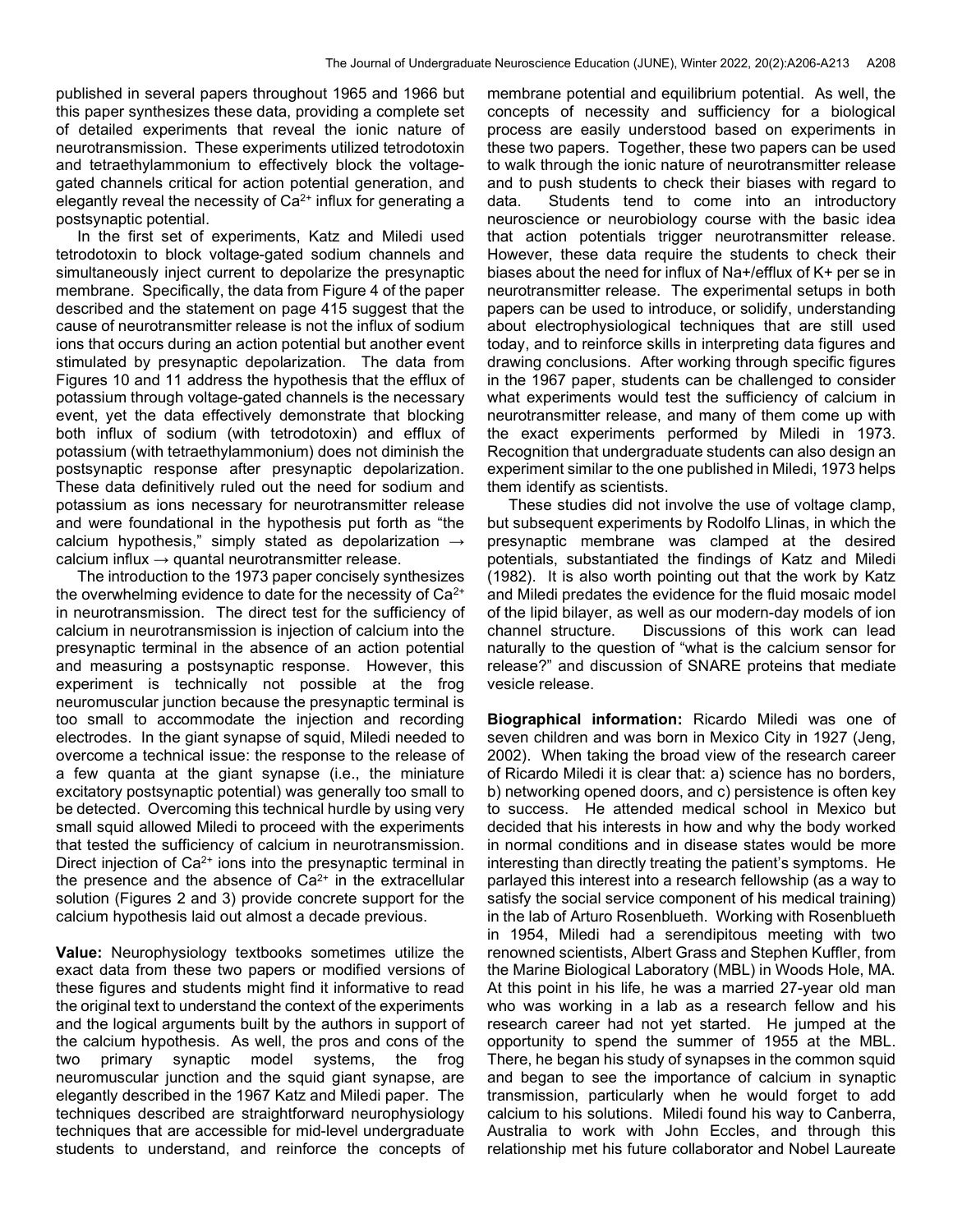published in several papers throughout 1965 and 1966 but this paper synthesizes these data, providing a complete set of detailed experiments that reveal the ionic nature of neurotransmission. These experiments utilized tetrodotoxin and tetraethylammonium to effectively block the voltage-gated channels critical for action potential generation, and elegantly reveal the necessity of $Ca^{2+}$ influx for generating a postsynaptic potential.

In the first set of experiments, Katz and Miledi used tetrodotoxin to block voltage-gated sodium channels and simultaneously inject current to depolarize the presynaptic membrane. Specifically, the data from Figure 4 of the paper described and the statement on page 415 suggest that the cause of neurotransmitter release is not the influx of sodium ions that occurs during an action potential but another event stimulated by presynaptic depolarization. The data from Figures 10 and 11 address the hypothesis that the efflux of potassium through voltage-gated channels is the necessary event, yet the data effectively demonstrate that blocking both influx of sodium (with tetrodotoxin) and efflux of potassium (with tetraethylammonium) does not diminish the postsynaptic response after presynaptic depolarization. These data definitively ruled out the need for sodium and potassium as ions necessary for neurotransmitter release and were foundational in the hypothesis put forth as "the calcium hypothesis," simply stated as depolarization → calcium influx → quantal neurotransmitter release.

The introduction to the 1973 paper concisely synthesizes the overwhelming evidence to date for the necessity of $Ca^{2+}$ in neurotransmission. The direct test for the sufficiency of calcium in neurotransmission is injection of calcium into the presynaptic terminal in the absence of an action potential and measuring a postsynaptic response. However, this experiment is technically not possible at the frog neuromuscular junction because the presynaptic terminal is too small to accommodate the injection and recording electrodes. In the giant synapse of squid, Miledi needed to overcome a technical issue: the response to the release of a few quanta at the giant synapse (i.e., the miniature excitatory postsynaptic potential) was generally too small to be detected. Overcoming this technical hurdle by using very small squid allowed Miledi to proceed with the experiments that tested the sufficiency of calcium in neurotransmission. Direct injection of $Ca^{2+}$ ions into the presynaptic terminal in the presence and the absence of $Ca^{2+}$ in the extracellular solution (Figures 2 and 3) provide concrete support for the calcium hypothesis laid out almost a decade previous.

**Value:** Neurophysiology textbooks sometimes utilize the exact data from these two papers or modified versions of these figures and students might find it informative to read the original text to understand the context of the experiments and the logical arguments built by the authors in support of the calcium hypothesis. As well, the pros and cons of the two primary synaptic model systems, the frog neuromuscular junction and the squid giant synapse, are elegantly described in the 1967 Katz and Miledi paper. The techniques described are straightforward neurophysiology techniques that are accessible for mid-level undergraduate students to understand, and reinforce the concepts of membrane potential and equilibrium potential. As well, the concepts of necessity and sufficiency for a biological process are easily understood based on experiments in these two papers. Together, these two papers can be used to walk through the ionic nature of neurotransmitter release and to push students to check their biases with regard to data. Students tend to come into an introductory neuroscience or neurobiology course with the basic idea that action potentials trigger neurotransmitter release. However, these data require the students to check their biases about the need for influx of Na+/efflux of K+ per se in neurotransmitter release. The experimental setups in both papers can be used to introduce, or solidify, understanding about electrophysiological techniques that are still used today, and to reinforce skills in interpreting data figures and drawing conclusions. After working through specific figures in the 1967 paper, students can be challenged to consider what experiments would test the sufficiency of calcium in neurotransmitter release, and many of them come up with the exact experiments performed by Miledi in 1973. Recognition that undergraduate students can also design an experiment similar to the one published in Miledi, 1973 helps them identify as scientists.

These studies did not involve the use of voltage clamp, but subsequent experiments by Rodolfo Llinas, in which the presynaptic membrane was clamped at the desired potentials, substantiated the findings of Katz and Miledi (1982). It is also worth pointing out that the work by Katz and Miledi predates the evidence for the fluid mosaic model of the lipid bilayer, as well as our modern-day models of ion channel structure. Discussions of this work can lead naturally to the question of "what is the calcium sensor for release?" and discussion of SNARE proteins that mediate vesicle release.

**Biographical information:** Ricardo Miledi was one of seven children and was born in Mexico City in 1927 (Jeng, 2002). When taking the broad view of the research career of Ricardo Miledi it is clear that: a) science has no borders, b) networking opened doors, and c) persistence is often key to success. He attended medical school in Mexico but decided that his interests in how and why the body worked in normal conditions and in disease states would be more interesting than directly treating the patient's symptoms. He parlayed this interest into a research fellowship (as a way to satisfy the social service component of his medical training) in the lab of Arturo Rosenblueth. Working with Rosenblueth in 1954, Miledi had a serendipitous meeting with two renowned scientists, Albert Grass and Stephen Kuffler, from the Marine Biological Laboratory (MBL) in Woods Hole, MA. At this point in his life, he was a married 27-year old man who was working in a lab as a research fellow and his research career had not yet started. He jumped at the opportunity to spend the summer of 1955 at the MBL. There, he began his study of synapses in the common squid and began to see the importance of calcium in synaptic transmission, particularly when he would forget to add calcium to his solutions. Miledi found his way to Canberra, Australia to work with John Eccles, and through this relationship met his future collaborator and Nobel Laureate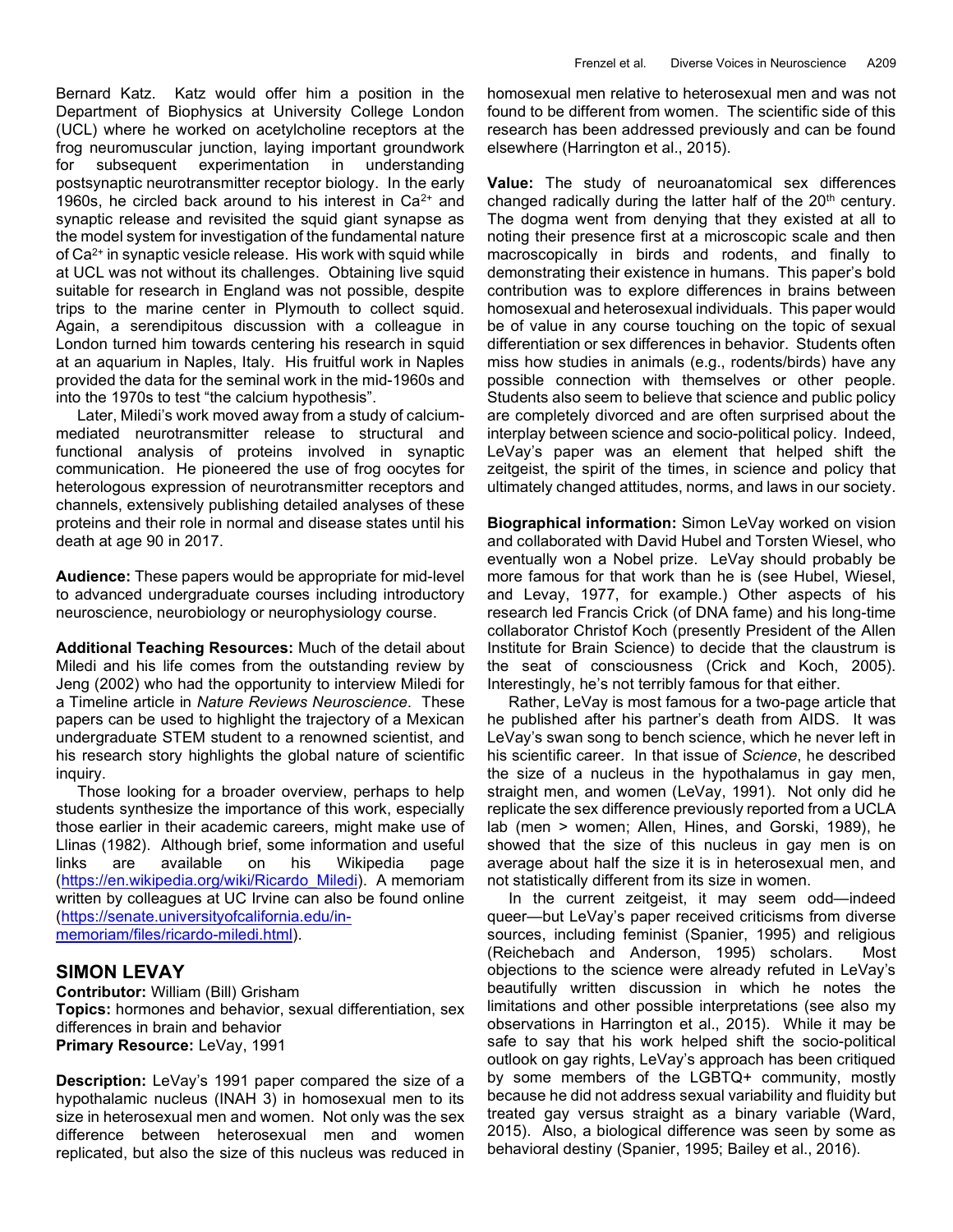Bernard Katz. Katz would offer him a position in the Department of Biophysics at University College London (UCL) where he worked on acetylcholine receptors at the frog neuromuscular junction, laying important groundwork for subsequent experimentation in understanding postsynaptic neurotransmitter receptor biology. In the early 1960s, he circled back around to his interest in $Ca^{2+}$ and synaptic release and revisited the squid giant synapse as the model system for investigation of the fundamental nature of $Ca^{2+}$ in synaptic vesicle release. His work with squid while at UCL was not without its challenges. Obtaining live squid suitable for research in England was not possible, despite trips to the marine center in Plymouth to collect squid. Again, a serendipitous discussion with a colleague in London turned him towards centering his research in squid at an aquarium in Naples, Italy. His fruitful work in Naples provided the data for the seminal work in the mid-1960s and into the 1970s to test "the calcium hypothesis".

Later, Miledi's work moved away from a study of calcium-mediated neurotransmitter release to structural and functional analysis of proteins involved in synaptic communication. He pioneered the use of frog oocytes for heterologous expression of neurotransmitter receptors and channels, extensively publishing detailed analyses of these proteins and their role in normal and disease states until his death at age 90 in 2017.

**Audience:** These papers would be appropriate for mid-level to advanced undergraduate courses including introductory neuroscience, neurobiology or neurophysiology course.

**Additional Teaching Resources:** Much of the detail about Miledi and his life comes from the outstanding review by Jeng (2002) who had the opportunity to interview Miledi for a Timeline article in *Nature Reviews Neuroscience*. These papers can be used to highlight the trajectory of a Mexican undergraduate STEM student to a renowned scientist, and his research story highlights the global nature of scientific inquiry.

Those looking for a broader overview, perhaps to help students synthesize the importance of this work, especially those earlier in their academic careers, might make use of Llinas (1982). Although brief, some information and useful links are available on his Wikipedia page (https://en.wikipedia.org/wiki/Ricardo_Miledi). A memoriam written by colleagues at UC Irvine can also be found online (https://senate.universityofcalifornia.edu/in-memoriam/files/ricardo-miledi.html).

## SIMON LEVAY

**Contributor:** William (Bill) Grisham
**Topics:** hormones and behavior, sexual differentiation, sex differences in brain and behavior
**Primary Resource:** LeVay, 1991

**Description:** LeVay's 1991 paper compared the size of a hypothalamic nucleus (INAH 3) in homosexual men to its size in heterosexual men and women. Not only was the sex difference between heterosexual men and women replicated, but also the size of this nucleus was reduced in homosexual men relative to heterosexual men and was not found to be different from women. The scientific side of this research has been addressed previously and can be found elsewhere (Harrington et al., 2015).

**Value:** The study of neuroanatomical sex differences changed radically during the latter half of the 20th century. The dogma went from denying that they existed at all to noting their presence first at a microscopic scale and then macroscopically in birds and rodents, and finally to demonstrating their existence in humans. This paper's bold contribution was to explore differences in brains between homosexual and heterosexual individuals. This paper would be of value in any course touching on the topic of sexual differentiation or sex differences in behavior. Students often miss how studies in animals (e.g., rodents/birds) have any possible connection with themselves or other people. Students also seem to believe that science and public policy are completely divorced and are often surprised about the interplay between science and socio-political policy. Indeed, LeVay's paper was an element that helped shift the zeitgeist, the spirit of the times, in science and policy that ultimately changed attitudes, norms, and laws in our society.

**Biographical information:** Simon LeVay worked on vision and collaborated with David Hubel and Torsten Wiesel, who eventually won a Nobel prize. LeVay should probably be more famous for that work than he is (see Hubel, Wiesel, and Levay, 1977, for example.) Other aspects of his research led Francis Crick (of DNA fame) and his long-time collaborator Christof Koch (presently President of the Allen Institute for Brain Science) to decide that the claustrum is the seat of consciousness (Crick and Koch, 2005). Interestingly, he's not terribly famous for that either.

Rather, LeVay is most famous for a two-page article that he published after his partner's death from AIDS. It was LeVay's swan song to bench science, which he never left in his scientific career. In that issue of *Science*, he described the size of a nucleus in the hypothalamus in gay men, straight men, and women (LeVay, 1991). Not only did he replicate the sex difference previously reported from a UCLA lab (men > women; Allen, Hines, and Gorski, 1989), he showed that the size of this nucleus in gay men is on average about half the size it is in heterosexual men, and not statistically different from its size in women.

In the current zeitgeist, it may seem odd—indeed queer—but LeVay's paper received criticisms from diverse sources, including feminist (Spanier, 1995) and religious (Reichebach and Anderson, 1995) scholars. Most objections to the science were already refuted in LeVay's beautifully written discussion in which he notes the limitations and other possible interpretations (see also my observations in Harrington et al., 2015). While it may be safe to say that his work helped shift the socio-political outlook on gay rights, LeVay's approach has been critiqued by some members of the LGBTQ+ community, mostly because he did not address sexual variability and fluidity but treated gay versus straight as a binary variable (Ward, 2015). Also, a biological difference was seen by some as behavioral destiny (Spanier, 1995; Bailey et al., 2016).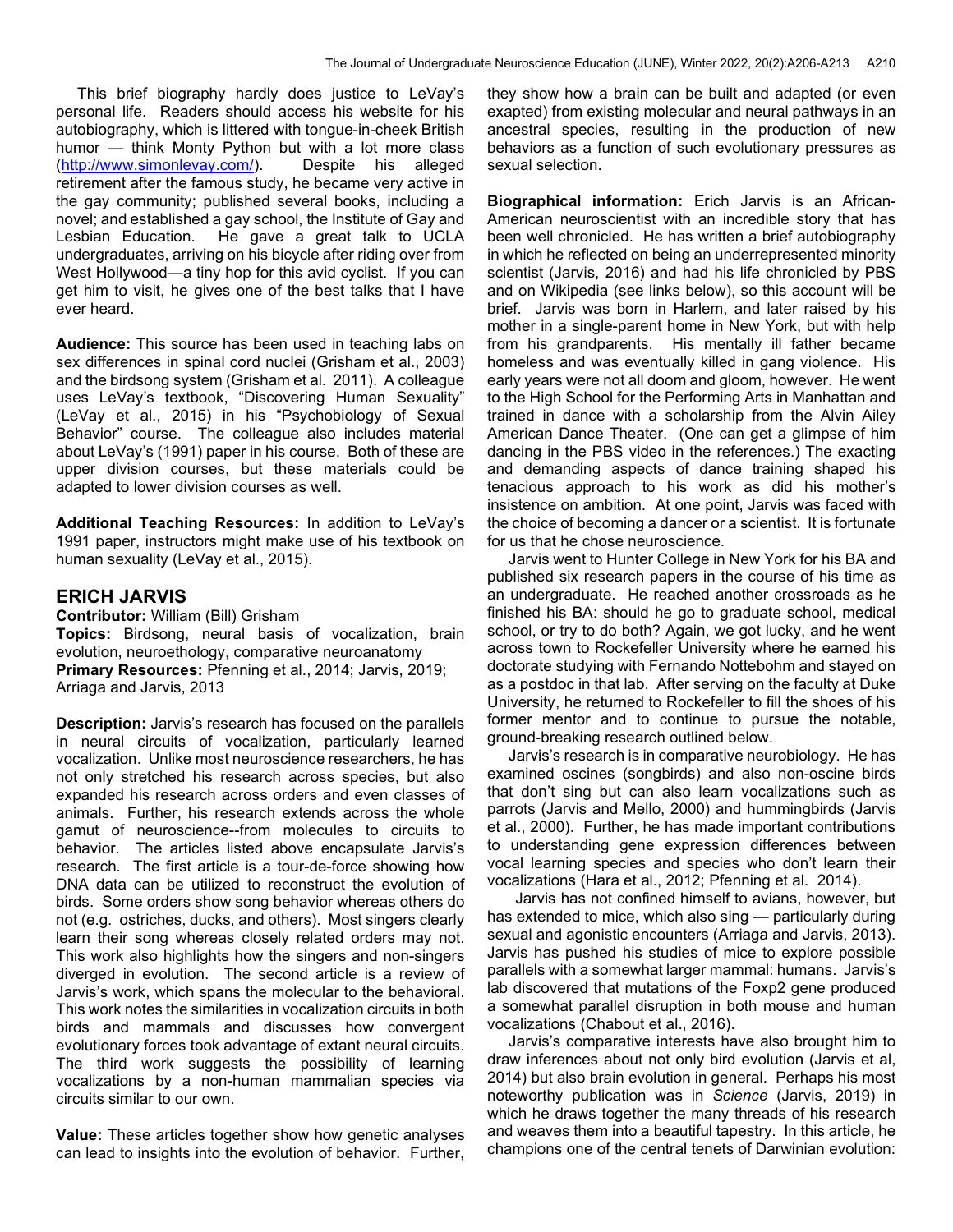This brief biography hardly does justice to LeVay's personal life. Readers should access his website for his autobiography, which is littered with tongue-in-cheek British humor — think Monty Python but with a lot more class (http://www.simonlevay.com/). Despite his alleged retirement after the famous study, he became very active in the gay community; published several books, including a novel; and established a gay school, the Institute of Gay and Lesbian Education. He gave a great talk to UCLA undergraduates, arriving on his bicycle after riding over from West Hollywood—a tiny hop for this avid cyclist. If you can get him to visit, he gives one of the best talks that I have ever heard.

**Audience:** This source has been used in teaching labs on sex differences in spinal cord nuclei (Grisham et al., 2003) and the birdsong system (Grisham et al. 2011). A colleague uses LeVay's textbook, "Discovering Human Sexuality" (LeVay et al., 2015) in his "Psychobiology of Sexual Behavior" course. The colleague also includes material about LeVay's (1991) paper in his course. Both of these are upper division courses, but these materials could be adapted to lower division courses as well.

**Additional Teaching Resources:** In addition to LeVay's 1991 paper, instructors might make use of his textbook on human sexuality (LeVay et al., 2015).

## ERICH JARVIS

**Contributor:** William (Bill) Grisham

**Topics:** Birdsong, neural basis of vocalization, brain evolution, neuroethology, comparative neuroanatomy

**Primary Resources:** Pfenning et al., 2014; Jarvis, 2019; Arriaga and Jarvis, 2013

**Description:** Jarvis's research has focused on the parallels in neural circuits of vocalization, particularly learned vocalization. Unlike most neuroscience researchers, he has not only stretched his research across species, but also expanded his research across orders and even classes of animals. Further, his research extends across the whole gamut of neuroscience--from molecules to circuits to behavior. The articles listed above encapsulate Jarvis's research. The first article is a tour-de-force showing how DNA data can be utilized to reconstruct the evolution of birds. Some orders show song behavior whereas others do not (e.g. ostriches, ducks, and others). Most singers clearly learn their song whereas closely related orders may not. This work also highlights how the singers and non-singers diverged in evolution. The second article is a review of Jarvis's work, which spans the molecular to the behavioral. This work notes the similarities in vocalization circuits in both birds and mammals and discusses how convergent evolutionary forces took advantage of extant neural circuits. The third work suggests the possibility of learning vocalizations by a non-human mammalian species via circuits similar to our own.

**Value:** These articles together show how genetic analyses can lead to insights into the evolution of behavior. Further, they show how a brain can be built and adapted (or even exapted) from existing molecular and neural pathways in an ancestral species, resulting in the production of new behaviors as a function of such evolutionary pressures as sexual selection.

**Biographical information:** Erich Jarvis is an African-American neuroscientist with an incredible story that has been well chronicled. He has written a brief autobiography in which he reflected on being an underrepresented minority scientist (Jarvis, 2016) and had his life chronicled by PBS and on Wikipedia (see links below), so this account will be brief. Jarvis was born in Harlem, and later raised by his mother in a single-parent home in New York, but with help from his grandparents. His mentally ill father became homeless and was eventually killed in gang violence. His early years were not all doom and gloom, however. He went to the High School for the Performing Arts in Manhattan and trained in dance with a scholarship from the Alvin Ailey American Dance Theater. (One can get a glimpse of him dancing in the PBS video in the references.) The exacting and demanding aspects of dance training shaped his tenacious approach to his work as did his mother's insistence on ambition. At one point, Jarvis was faced with the choice of becoming a dancer or a scientist. It is fortunate for us that he chose neuroscience.

Jarvis went to Hunter College in New York for his BA and published six research papers in the course of his time as an undergraduate. He reached another crossroads as he finished his BA: should he go to graduate school, medical school, or try to do both? Again, we got lucky, and he went across town to Rockefeller University where he earned his doctorate studying with Fernando Nottebohm and stayed on as a postdoc in that lab. After serving on the faculty at Duke University, he returned to Rockefeller to fill the shoes of his former mentor and to continue to pursue the notable, ground-breaking research outlined below.

Jarvis's research is in comparative neurobiology. He has examined oscines (songbirds) and also non-oscine birds that don't sing but can also learn vocalizations such as parrots (Jarvis and Mello, 2000) and hummingbirds (Jarvis et al., 2000). Further, he has made important contributions to understanding gene expression differences between vocal learning species and species who don't learn their vocalizations (Hara et al., 2012; Pfenning et al. 2014).

Jarvis has not confined himself to avians, however, but has extended to mice, which also sing — particularly during sexual and agonistic encounters (Arriaga and Jarvis, 2013). Jarvis has pushed his studies of mice to explore possible parallels with a somewhat larger mammal: humans. Jarvis's lab discovered that mutations of the Foxp2 gene produced a somewhat parallel disruption in both mouse and human vocalizations (Chabout et al., 2016).

Jarvis's comparative interests have also brought him to draw inferences about not only bird evolution (Jarvis et al, 2014) but also brain evolution in general. Perhaps his most noteworthy publication was in *Science* (Jarvis, 2019) in which he draws together the many threads of his research and weaves them into a beautiful tapestry. In this article, he champions one of the central tenets of Darwinian evolution: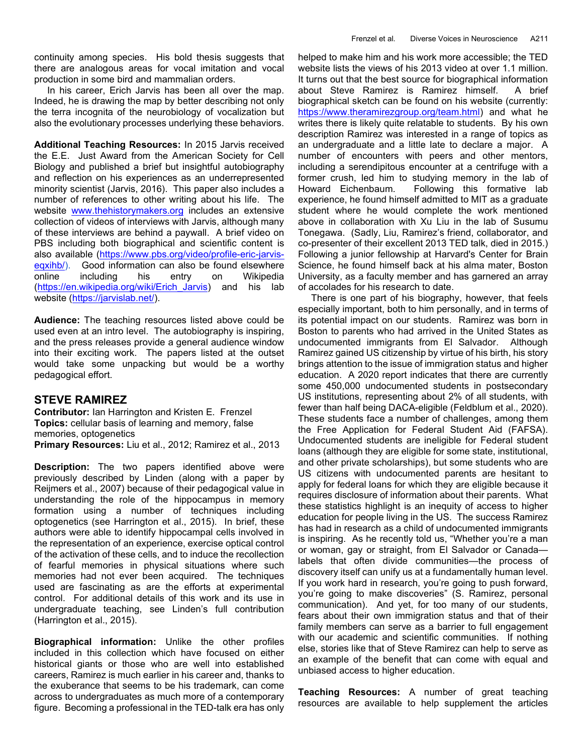continuity among species. His bold thesis suggests that there are analogous areas for vocal imitation and vocal production in some bird and mammalian orders.

In his career, Erich Jarvis has been all over the map. Indeed, he is drawing the map by better describing not only the terra incognita of the neurobiology of vocalization but also the evolutionary processes underlying these behaviors.

**Additional Teaching Resources:** In 2015 Jarvis received the E.E. Just Award from the American Society for Cell Biology and published a brief but insightful autobiography and reflection on his experiences as an underrepresented minority scientist (Jarvis, 2016). This paper also includes a number of references to other writing about his life. The website www.thehistorymakers.org includes an extensive collection of videos of interviews with Jarvis, although many of these interviews are behind a paywall. A brief video on PBS including both biographical and scientific content is also available (https://www.pbs.org/video/profile-eric-jarvis-eqxihb/). Good information can also be found elsewhere online including his entry on Wikipedia (https://en.wikipedia.org/wiki/Erich_Jarvis) and his lab website (https://jarvislab.net/).

**Audience:** The teaching resources listed above could be used even at an intro level. The autobiography is inspiring, and the press releases provide a general audience window into their exciting work. The papers listed at the outset would take some unpacking but would be a worthy pedagogical effort.

## STEVE RAMIREZ

**Contributor:** Ian Harrington and Kristen E. Frenzel
**Topics:** cellular basis of learning and memory, false memories, optogenetics
**Primary Resources:** Liu et al., 2012; Ramirez et al., 2013

**Description:** The two papers identified above were previously described by Linden (along with a paper by Reijmers et al., 2007) because of their pedagogical value in understanding the role of the hippocampus in memory formation using a number of techniques including optogenetics (see Harrington et al., 2015). In brief, these authors were able to identify hippocampal cells involved in the representation of an experience, exercise optical control of the activation of these cells, and to induce the recollection of fearful memories in physical situations where such memories had not ever been acquired. The techniques used are fascinating as are the efforts at experimental control. For additional details of this work and its use in undergraduate teaching, see Linden's full contribution (Harrington et al., 2015).

**Biographical information:** Unlike the other profiles included in this collection which have focused on either historical giants or those who are well into established careers, Ramirez is much earlier in his career and, thanks to the exuberance that seems to be his trademark, can come across to undergraduates as much more of a contemporary figure. Becoming a professional in the TED-talk era has only helped to make him and his work more accessible; the TED website lists the views of his 2013 video at over 1.1 million. It turns out that the best source for biographical information about Steve Ramirez is Ramirez himself. A brief biographical sketch can be found on his website (currently: https://www.theramirezgroup.org/team.html) and what he writes there is likely quite relatable to students. By his own description Ramirez was interested in a range of topics as an undergraduate and a little late to declare a major. A number of encounters with peers and other mentors, including a serendipitous encounter at a centrifuge with a former crush, led him to studying memory in the lab of Howard Eichenbaum. Following this formative lab experience, he found himself admitted to MIT as a graduate student where he would complete the work mentioned above in collaboration with Xu Liu in the lab of Susumu Tonegawa. (Sadly, Liu, Ramirez's friend, collaborator, and co-presenter of their excellent 2013 TED talk, died in 2015.) Following a junior fellowship at Harvard's Center for Brain Science, he found himself back at his alma mater, Boston University, as a faculty member and has garnered an array of accolades for his research to date.

There is one part of his biography, however, that feels especially important, both to him personally, and in terms of its potential impact on our students. Ramirez was born in Boston to parents who had arrived in the United States as undocumented immigrants from El Salvador. Although Ramirez gained US citizenship by virtue of his birth, his story brings attention to the issue of immigration status and higher education. A 2020 report indicates that there are currently some 450,000 undocumented students in postsecondary US institutions, representing about 2% of all students, with fewer than half being DACA-eligible (Feldblum et al., 2020). These students face a number of challenges, among them the Free Application for Federal Student Aid (FAFSA). Undocumented students are ineligible for Federal student loans (although they are eligible for some state, institutional, and other private scholarships), but some students who are US citizens with undocumented parents are hesitant to apply for federal loans for which they are eligible because it requires disclosure of information about their parents. What these statistics highlight is an inequity of access to higher education for people living in the US. The success Ramirez has had in research as a child of undocumented immigrants is inspiring. As he recently told us, "Whether you're a man or woman, gay or straight, from El Salvador or Canada—labels that often divide communities—the process of discovery itself can unify us at a fundamentally human level. If you work hard in research, you're going to push forward, you're going to make discoveries" (S. Ramirez, personal communication). And yet, for too many of our students, fears about their own immigration status and that of their family members can serve as a barrier to full engagement with our academic and scientific communities. If nothing else, stories like that of Steve Ramirez can help to serve as an example of the benefit that can come with equal and unbiased access to higher education.

**Teaching Resources:** A number of great teaching resources are available to help supplement the articles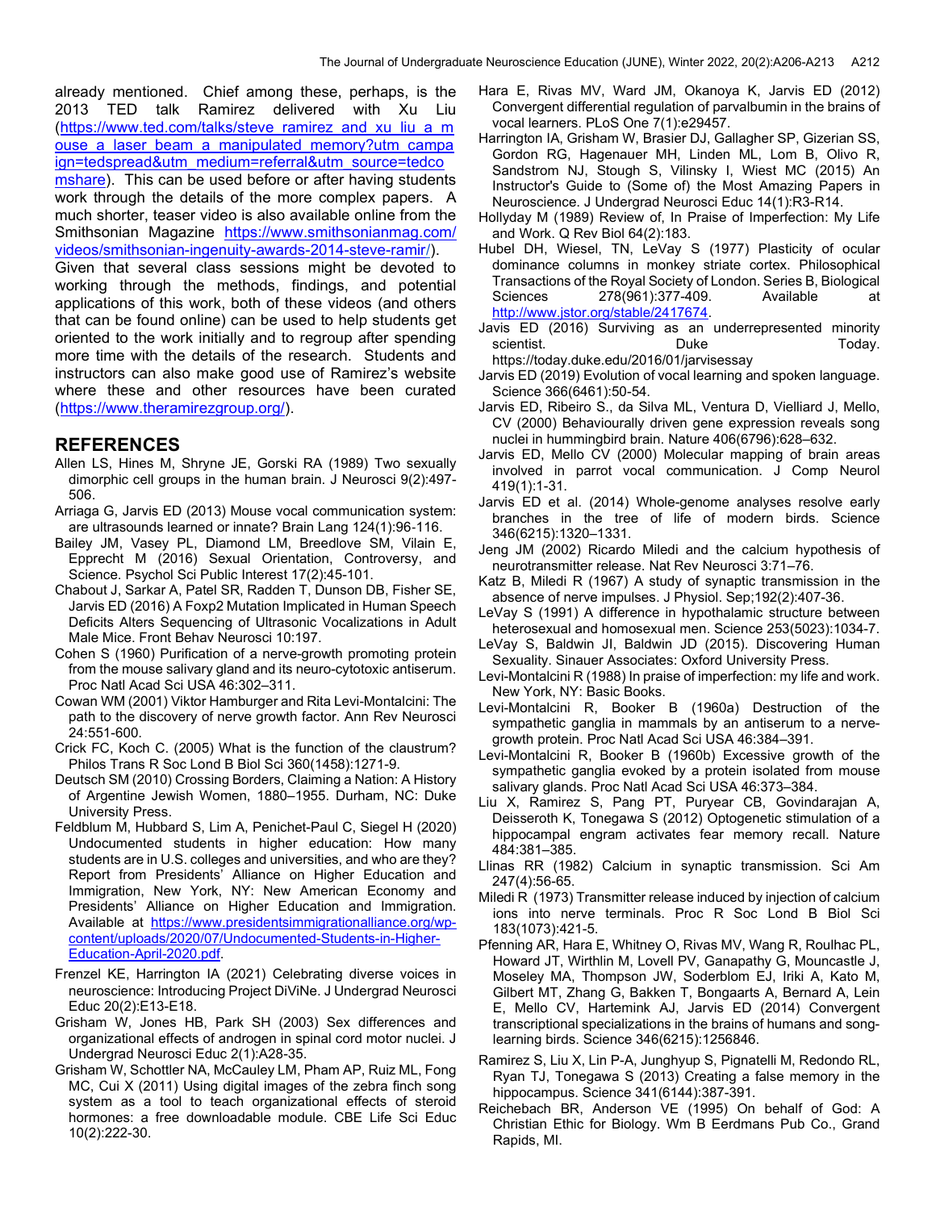already mentioned. Chief among these, perhaps, is the 2013 TED talk Ramirez delivered with Xu Liu (https://www.ted.com/talks/steve_ramirez_and_xu_liu_a_mouse_a_laser_beam_a_manipulated_memory?utm_campaign=tedspread&utm_medium=referral&utm_source=tedcomshare). This can be used before or after having students work through the details of the more complex papers. A much shorter, teaser video is also available online from the Smithsonian Magazine https://www.smithsonianmag.com/videos/smithsonian-ingenuity-awards-2014-steve-ramir/).

Given that several class sessions might be devoted to working through the methods, findings, and potential applications of this work, both of these videos (and others that can be found online) can be used to help students get oriented to the work initially and to regroup after spending more time with the details of the research. Students and instructors can also make good use of Ramirez's website where these and other resources have been curated (https://www.theramirezgroup.org/).

## REFERENCES

Allen LS, Hines M, Shryne JE, Gorski RA (1989) Two sexually dimorphic cell groups in the human brain. J Neurosci 9(2):497-506.

Arriaga G, Jarvis ED (2013) Mouse vocal communication system: are ultrasounds learned or innate? Brain Lang 124(1):96-116.

Bailey JM, Vasey PL, Diamond LM, Breedlove SM, Vilain E, Epprecht M (2016) Sexual Orientation, Controversy, and Science. Psychol Sci Public Interest 17(2):45-101.

Chabout J, Sarkar A, Patel SR, Radden T, Dunson DB, Fisher SE, Jarvis ED (2016) A Foxp2 Mutation Implicated in Human Speech Deficits Alters Sequencing of Ultrasonic Vocalizations in Adult Male Mice. Front Behav Neurosci 10:197.

Cohen S (1960) Purification of a nerve-growth promoting protein from the mouse salivary gland and its neuro-cytotoxic antiserum. Proc Natl Acad Sci USA 46:302–311.

Cowan WM (2001) Viktor Hamburger and Rita Levi-Montalcini: The path to the discovery of nerve growth factor. Ann Rev Neurosci 24:551-600.

Crick FC, Koch C. (2005) What is the function of the claustrum? Philos Trans R Soc Lond B Biol Sci 360(1458):1271-9.

Deutsch SM (2010) Crossing Borders, Claiming a Nation: A History of Argentine Jewish Women, 1880–1955. Durham, NC: Duke University Press.

Feldblum M, Hubbard S, Lim A, Penichet-Paul C, Siegel H (2020) Undocumented students in higher education: How many students are in U.S. colleges and universities, and who are they? Report from Presidents' Alliance on Higher Education and Immigration, New York, NY: New American Economy and Presidents' Alliance on Higher Education and Immigration. Available at https://www.presidentsimmigrationalliance.org/wp-content/uploads/2020/07/Undocumented-Students-in-Higher-Education-April-2020.pdf.

Frenzel KE, Harrington IA (2021) Celebrating diverse voices in neuroscience: Introducing Project DiViNe. J Undergrad Neurosci Educ 20(2):E13-E18.

Grisham W, Jones HB, Park SH (2003) Sex differences and organizational effects of androgen in spinal cord motor nuclei. J Undergrad Neurosci Educ 2(1):A28-35.

Grisham W, Schottler NA, McCauley LM, Pham AP, Ruiz ML, Fong MC, Cui X (2011) Using digital images of the zebra finch song system as a tool to teach organizational effects of steroid hormones: a free downloadable module. CBE Life Sci Educ 10(2):222-30.

Hara E, Rivas MV, Ward JM, Okanoya K, Jarvis ED (2012) Convergent differential regulation of parvalbumin in the brains of vocal learners. PLoS One 7(1):e29457.

Harrington IA, Grisham W, Brasier DJ, Gallagher SP, Gizerian SS, Gordon RG, Hagenauer MH, Linden ML, Lom B, Olivo R, Sandstrom NJ, Stough S, Vilinsky I, Wiest MC (2015) An Instructor's Guide to (Some of) the Most Amazing Papers in Neuroscience. J Undergrad Neurosci Educ 14(1):R3-R14.

Hollyday M (1989) Review of, In Praise of Imperfection: My Life and Work. Q Rev Biol 64(2):183.

Hubel DH, Wiesel, TN, LeVay S (1977) Plasticity of ocular dominance columns in monkey striate cortex. Philosophical Transactions of the Royal Society of London. Series B, Biological Sciences 278(961):377-409. Available at http://www.jstor.org/stable/2417674.

Javis ED (2016) Surviving as an underrepresented minority scientist. Duke Today. https://today.duke.edu/2016/01/jarvisessay

Jarvis ED (2019) Evolution of vocal learning and spoken language. Science 366(6461):50-54.

Jarvis ED, Ribeiro S., da Silva ML, Ventura D, Vielliard J, Mello, CV (2000) Behaviourally driven gene expression reveals song nuclei in hummingbird brain. Nature 406(6796):628–632.

Jarvis ED, Mello CV (2000) Molecular mapping of brain areas involved in parrot vocal communication. J Comp Neurol 419(1):1-31.

Jarvis ED et al. (2014) Whole-genome analyses resolve early branches in the tree of life of modern birds. Science 346(6215):1320–1331.

Jeng JM (2002) Ricardo Miledi and the calcium hypothesis of neurotransmitter release. Nat Rev Neurosci 3:71–76.

Katz B, Miledi R (1967) A study of synaptic transmission in the absence of nerve impulses. J Physiol. Sep;192(2):407-36.

LeVay S (1991) A difference in hypothalamic structure between heterosexual and homosexual men. Science 253(5023):1034-7.

LeVay S, Baldwin JI, Baldwin JD (2015). Discovering Human Sexuality. Sinauer Associates: Oxford University Press.

Levi-Montalcini R (1988) In praise of imperfection: my life and work. New York, NY: Basic Books.

Levi-Montalcini R, Booker B (1960a) Destruction of the sympathetic ganglia in mammals by an antiserum to a nerve-growth protein. Proc Natl Acad Sci USA 46:384–391.

Levi-Montalcini R, Booker B (1960b) Excessive growth of the sympathetic ganglia evoked by a protein isolated from mouse salivary glands. Proc Natl Acad Sci USA 46:373–384.

Liu X, Ramirez S, Pang PT, Puryear CB, Govindarajan A, Deisseroth K, Tonegawa S (2012) Optogenetic stimulation of a hippocampal engram activates fear memory recall. Nature 484:381–385.

Llinas RR (1982) Calcium in synaptic transmission. Sci Am 247(4):56-65.

Miledi R (1973) Transmitter release induced by injection of calcium ions into nerve terminals. Proc R Soc Lond B Biol Sci 183(1073):421-5.

Pfenning AR, Hara E, Whitney O, Rivas MV, Wang R, Roulhac PL, Howard JT, Wirthlin M, Lovell PV, Ganapathy G, Mouncastle J, Moseley MA, Thompson JW, Soderblom EJ, Iriki A, Kato M, Gilbert MT, Zhang G, Bakken T, Bongaarts A, Bernard A, Lein E, Mello CV, Hartemink AJ, Jarvis ED (2014) Convergent transcriptional specializations in the brains of humans and song-learning birds. Science 346(6215):1256846.

Ramirez S, Liu X, Lin P-A, Junghyup S, Pignatelli M, Redondo RL, Ryan TJ, Tonegawa S (2013) Creating a false memory in the hippocampus. Science 341(6144):387-391.

Reichebach BR, Anderson VE (1995) On behalf of God: A Christian Ethic for Biology. Wm B Eerdmans Pub Co., Grand Rapids, MI.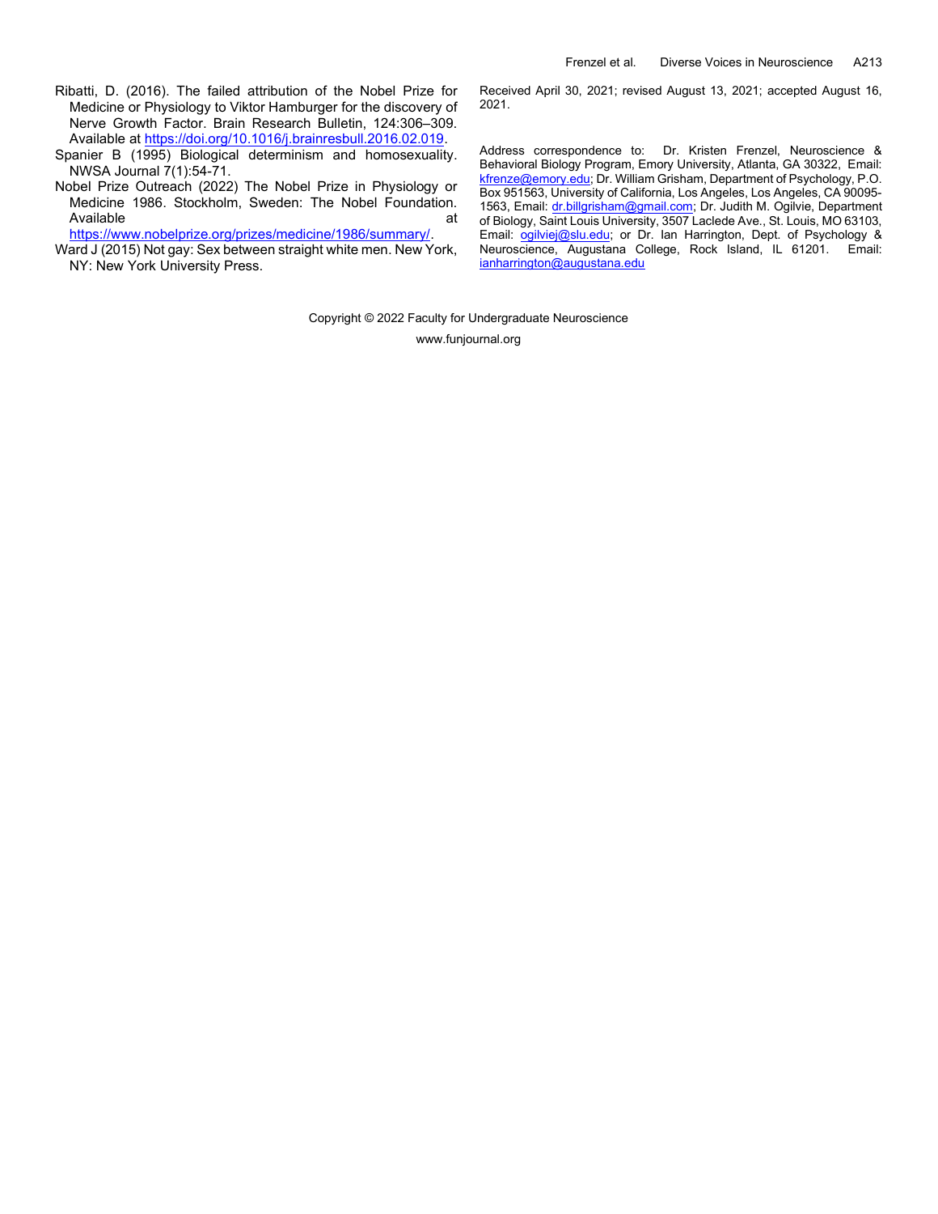Ribatti, D. (2016). The failed attribution of the Nobel Prize for Medicine or Physiology to Viktor Hamburger for the discovery of Nerve Growth Factor. Brain Research Bulletin, 124:306–309. Available at https://doi.org/10.1016/j.brainresbull.2016.02.019.

Spanier B (1995) Biological determinism and homosexuality. NWSA Journal 7(1):54-71.

Nobel Prize Outreach (2022) The Nobel Prize in Physiology or Medicine 1986. Stockholm, Sweden: The Nobel Foundation. Available at https://www.nobelprize.org/prizes/medicine/1986/summary/.

Ward J (2015) Not gay: Sex between straight white men. New York, NY: New York University Press.

Received April 30, 2021; revised August 13, 2021; accepted August 16, 2021.

Address correspondence to: Dr. Kristen Frenzel, Neuroscience & Behavioral Biology Program, Emory University, Atlanta, GA 30322, Email: kfrenze@emory.edu; Dr. William Grisham, Department of Psychology, P.O. Box 951563, University of California, Los Angeles, Los Angeles, CA 90095-1563, Email: dr.billgrisham@gmail.com; Dr. Judith M. Ogilvie, Department of Biology, Saint Louis University, 3507 Laclede Ave., St. Louis, MO 63103, Email: ogilviej@slu.edu; or Dr. Ian Harrington, Dept. of Psychology & Neuroscience, Augustana College, Rock Island, IL 61201. Email: ianharrington@augustana.edu

Copyright © 2022 Faculty for Undergraduate Neuroscience

www.funjournal.org